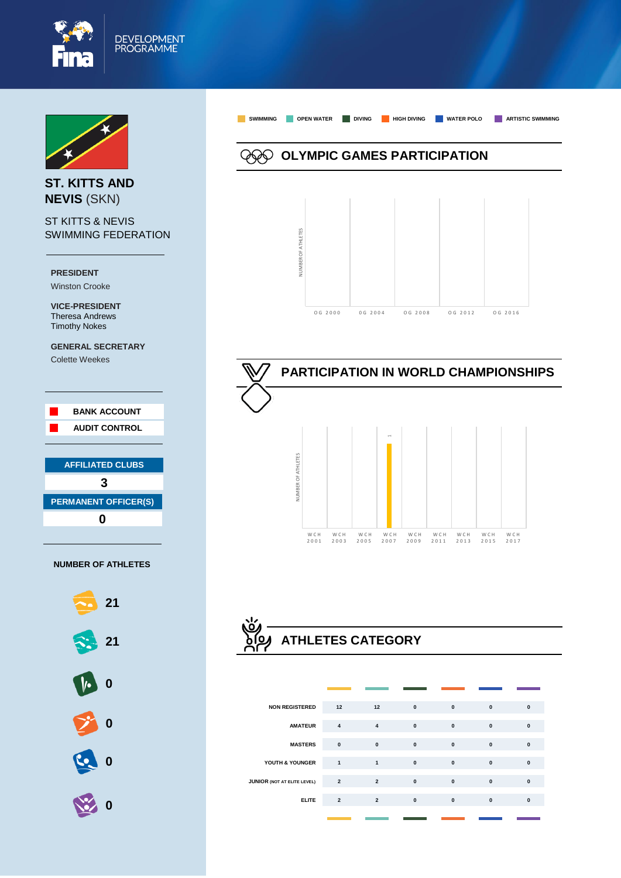DEVELOPMENT PROGRAMME

# ST. KITTS AND NEVIS (SKN)

ST KITTS & NEVIS SWIMMING FEDERATION

**PRESIDENT**
Winston Crooke

**VICE-PRESIDENT**
Theresa Andrews
Timothy Nokes

**GENERAL SECRETARY**
Colette Weekes

**BANK ACCOUNT**

**AUDIT CONTROL**

**AFFILIATED CLUBS**
3

**PERMANENT OFFICER(S)**
0

**NUMBER OF ATHLETES**

| Discipline | Athletes |
|---|---|
| Swimming | 21 |
| Open Water | 21 |
| Diving | 0 |
| High Diving | 0 |
| Water Polo | 0 |
| Artistic Swimming | 0 |

SWIMMING · OPEN WATER · DIVING · HIGH DIVING · WATER POLO · ARTISTIC SWIMMING

## OLYMPIC GAMES PARTICIPATION

NUMBER OF ATHLETES

| OG 2000 | OG 2004 | OG 2008 | OG 2012 | OG 2016 |
|---|---|---|---|---|
| | | | | |

## PARTICIPATION IN WORLD CHAMPIONSHIPS

NUMBER OF ATHLETES

| WCH 2001 | WCH 2003 | WCH 2005 | WCH 2007 | WCH 2009 | WCH 2011 | WCH 2013 | WCH 2015 | WCH 2017 |
|---|---|---|---|---|---|---|---|---|
| | | | 1 (Swimming) | | | | | |

## ATHLETES CATEGORY

| | Swimming | Open Water | Diving | High Diving | Water Polo | Artistic Swimming |
|---|---|---|---|---|---|---|
| NON REGISTERED | 12 | 12 | 0 | 0 | 0 | 0 |
| AMATEUR | 4 | 4 | 0 | 0 | 0 | 0 |
| MASTERS | 0 | 0 | 0 | 0 | 0 | 0 |
| YOUTH & YOUNGER | 1 | 1 | 0 | 0 | 0 | 0 |
| JUNIOR (NOT AT ELITE LEVEL) | 2 | 2 | 0 | 0 | 0 | 0 |
| ELITE | 2 | 2 | 0 | 0 | 0 | 0 |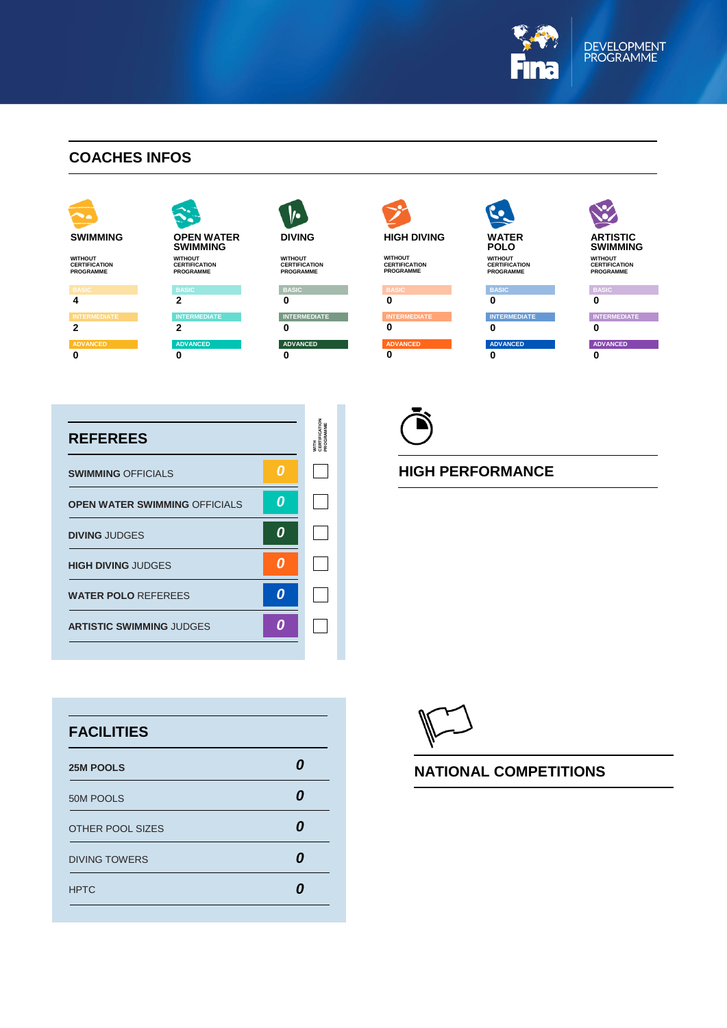## COACHES INFOS

| | SWIMMING | OPEN WATER SWIMMING | DIVING | HIGH DIVING | WATER POLO | ARTISTIC SWIMMING |
|---|---|---|---|---|---|---|
| | WITHOUT CERTIFICATION PROGRAMME | WITHOUT CERTIFICATION PROGRAMME | WITHOUT CERTIFICATION PROGRAMME | WITHOUT CERTIFICATION PROGRAMME | WITHOUT CERTIFICATION PROGRAMME | WITHOUT CERTIFICATION PROGRAMME |
| BASIC | 4 | 2 | 0 | 0 | 0 | 0 |
| INTERMEDIATE | 2 | 2 | 0 | 0 | 0 | 0 |
| ADVANCED | 0 | 0 | 0 | 0 | 0 | 0 |

## REFEREES

| | | WITH CERTIFICATION PROGRAMME |
|---|---|---|
| **SWIMMING** OFFICIALS | *0* | ☐ |
| **OPEN WATER SWIMMING** OFFICIALS | *0* | ☐ |
| **DIVING** JUDGES | *0* | ☐ |
| **HIGH DIVING** JUDGES | *0* | ☐ |
| **WATER POLO** REFEREES | *0* | ☐ |
| **ARTISTIC SWIMMING** JUDGES | *0* | ☐ |

## HIGH PERFORMANCE

## FACILITIES

| | |
|---|---|
| **25M POOLS** | *0* |
| 50M POOLS | *0* |
| OTHER POOL SIZES | *0* |
| DIVING TOWERS | *0* |
| HPTC | *0* |

## NATIONAL COMPETITIONS